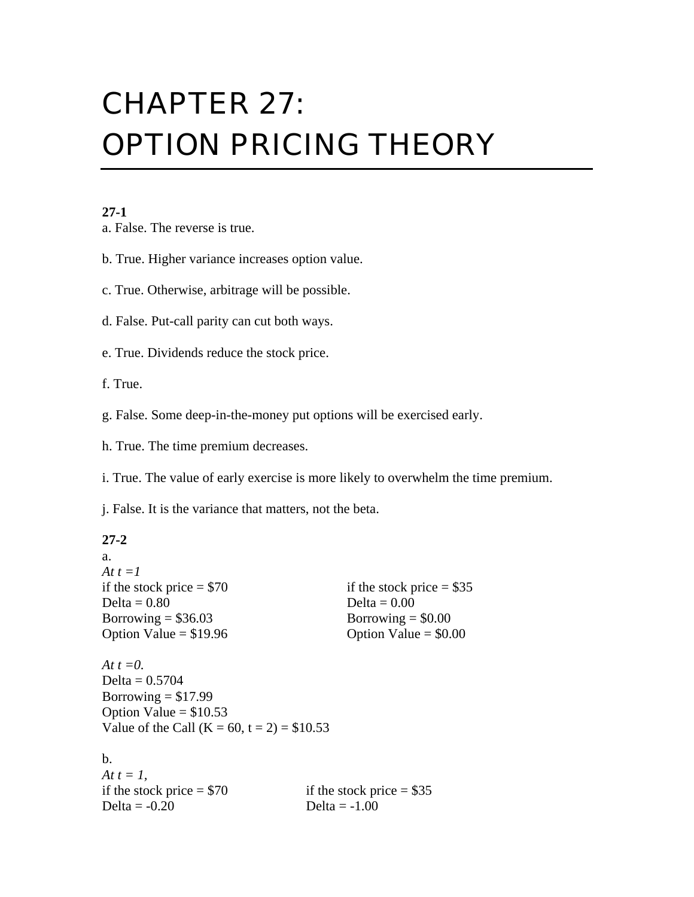# CHAPTER 27: OPTION PRICING THEORY

**27-1**

a. False. The reverse is true.

b. True. Higher variance increases option value.

c. True. Otherwise, arbitrage will be possible.

d. False. Put-call parity can cut both ways.

e. True. Dividends reduce the stock price.

f. True.

g. False. Some deep-in-the-money put options will be exercised early.

h. True. The time premium decreases.

i. True. The value of early exercise is more likely to overwhelm the time premium.

j. False. It is the variance that matters, not the beta.

**27-2**

a.

*At t =1*

| if the stock price = $70 | if the stock price = $35 |
|---|---|
| Delta = 0.80 | Delta = 0.00 |
| Borrowing = $36.03 | Borrowing = $0.00 |
| Option Value = $19.96 | Option Value = $0.00 |

*At t =0.*

Delta = 0.5704
Borrowing = $17.99
Option Value = $10.53
Value of the Call (K = 60, t = 2) = $10.53

b.

*At t = 1,*

| if the stock price = $70 | if the stock price = $35 |
|---|---|
| Delta = -0.20 | Delta = -1.00 |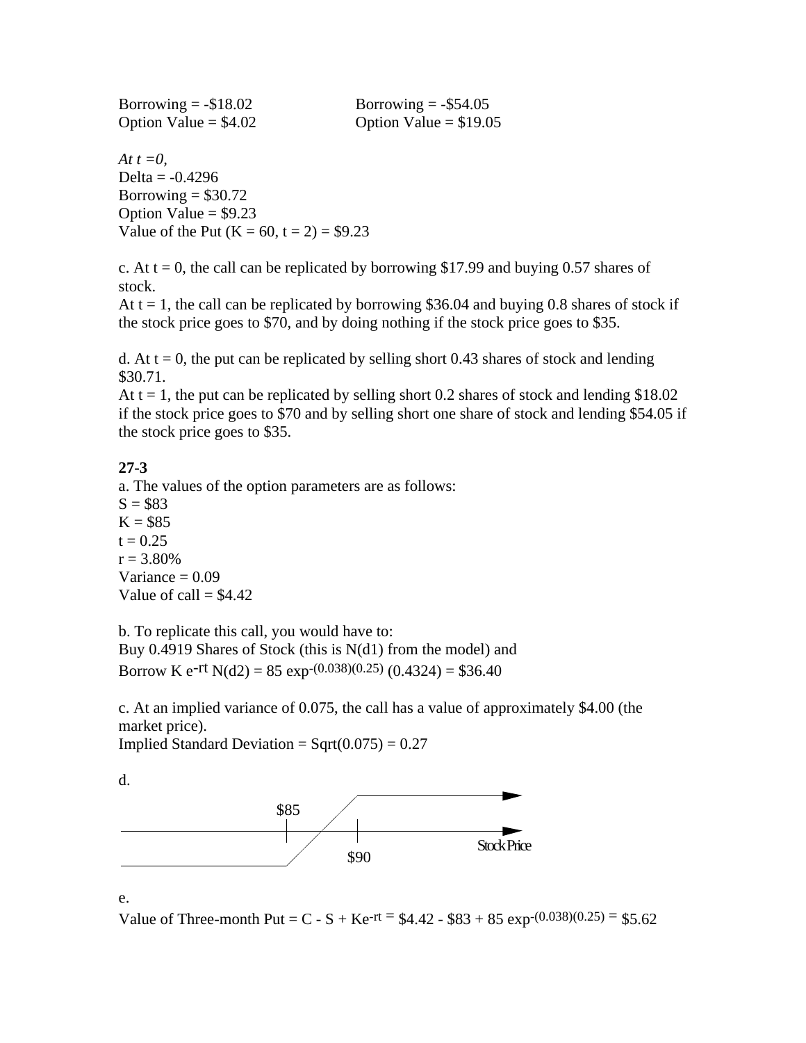Borrowing = -\$18.02 Borrowing = -\$54.05
Option Value = \$4.02 Option Value = \$19.05

*At t =0,*
Delta = -0.4296
Borrowing = \$30.72
Option Value = \$9.23
Value of the Put (K = 60, t = 2) = \$9.23

c. At t = 0, the call can be replicated by borrowing \$17.99 and buying 0.57 shares of stock.
At t = 1, the call can be replicated by borrowing \$36.04 and buying 0.8 shares of stock if the stock price goes to \$70, and by doing nothing if the stock price goes to \$35.

d. At t = 0, the put can be replicated by selling short 0.43 shares of stock and lending \$30.71.
At t = 1, the put can be replicated by selling short 0.2 shares of stock and lending \$18.02 if the stock price goes to \$70 and by selling short one share of stock and lending \$54.05 if the stock price goes to \$35.

**27-3**
a. The values of the option parameters are as follows:
S = \$83
K = \$85
t = 0.25
r = 3.80%
Variance = 0.09
Value of call = \$4.42

b. To replicate this call, you would have to:
Buy 0.4919 Shares of Stock (this is N(d1) from the model) and
Borrow $K e^{-rt} N(d2) = 85 \exp^{-(0.038)(0.25)} (0.4324) = \$36.40$

c. At an implied variance of 0.075, the call has a value of approximately \$4.00 (the market price).
Implied Standard Deviation = Sqrt(0.075) = 0.27

d.

\$85

\$90

Stock Price

e.
Value of Three-month Put = $C - S + Ke^{-rt} = \$4.42 - \$83 + 85 \exp^{-(0.038)(0.25)} = \$5.62$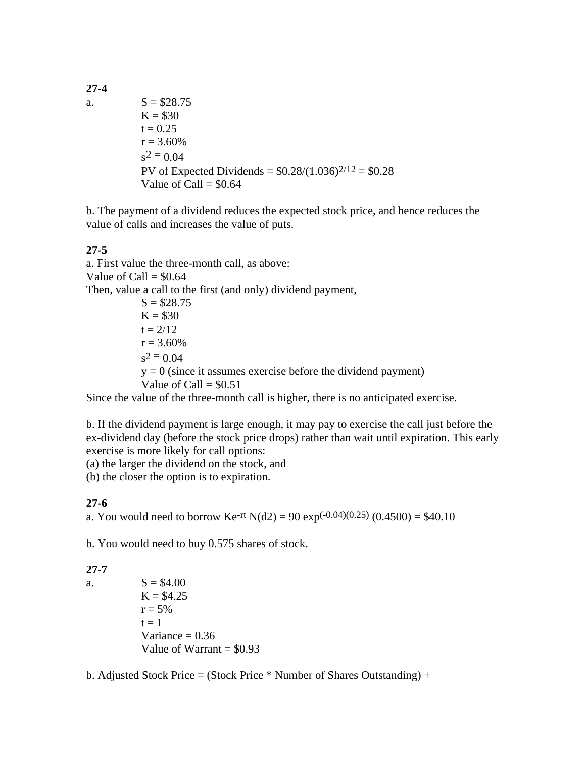**27-4**

a.

S = $28.75
K = $30
t = 0.25
r = 3.60%
$s^2 = 0.04$
PV of Expected Dividends = $\$0.28/(1.036)^{2/12} = \$0.28$
Value of Call = $0.64

b. The payment of a dividend reduces the expected stock price, and hence reduces the value of calls and increases the value of puts.

**27-5**

a. First value the three-month call, as above:
Value of Call = $0.64
Then, value a call to the first (and only) dividend payment,

S = $28.75
K = $30
t = 2/12
r = 3.60%
$s^2 = 0.04$
y = 0 (since it assumes exercise before the dividend payment)
Value of Call = $0.51

Since the value of the three-month call is higher, there is no anticipated exercise.

b. If the dividend payment is large enough, it may pay to exercise the call just before the ex-dividend day (before the stock price drops) rather than wait until expiration. This early exercise is more likely for call options:
(a) the larger the dividend on the stock, and
(b) the closer the option is to expiration.

**27-6**

a. You would need to borrow $Ke^{-rt}\,N(d2) = 90\ \exp^{(-0.04)(0.25)}\ (0.4500) = \$40.10$

b. You would need to buy 0.575 shares of stock.

**27-7**

a.

S = $4.00
K = $4.25
r = 5%
t = 1
Variance = 0.36
Value of Warrant = $0.93

b. Adjusted Stock Price = (Stock Price * Number of Shares Outstanding) +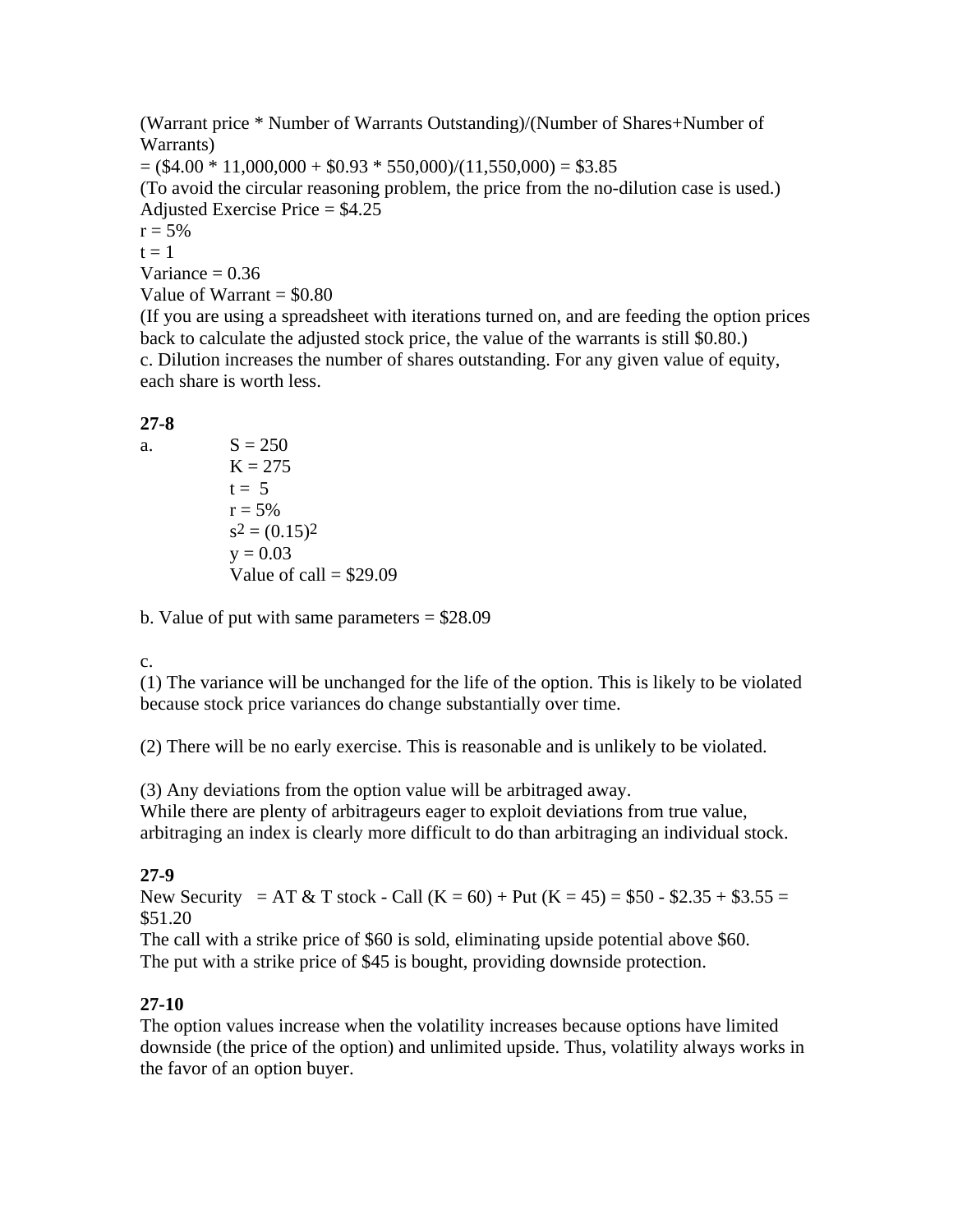(Warrant price * Number of Warrants Outstanding)/(Number of Shares+Number of Warrants)

= ($4.00 * 11,000,000 + $0.93 * 550,000)/(11,550,000) = $3.85

(To avoid the circular reasoning problem, the price from the no-dilution case is used.)

Adjusted Exercise Price = $4.25

r = 5%

t = 1

Variance = 0.36

Value of Warrant = $0.80

(If you are using a spreadsheet with iterations turned on, and are feeding the option prices back to calculate the adjusted stock price, the value of the warrants is still $0.80.)

c. Dilution increases the number of shares outstanding. For any given value of equity, each share is worth less.

**27-8**

a.
S = 250
K = 275
t = 5
r = 5%
$s^2 = (0.15)^2$
y = 0.03
Value of call = $29.09

b. Value of put with same parameters = $28.09

c.

(1) The variance will be unchanged for the life of the option. This is likely to be violated because stock price variances do change substantially over time.

(2) There will be no early exercise. This is reasonable and is unlikely to be violated.

(3) Any deviations from the option value will be arbitraged away.
While there are plenty of arbitrageurs eager to exploit deviations from true value, arbitraging an index is clearly more difficult to do than arbitraging an individual stock.

**27-9**

New Security = AT & T stock - Call (K = 60) + Put (K = 45) = $50 - $2.35 + $3.55 = $51.20

The call with a strike price of $60 is sold, eliminating upside potential above $60.
The put with a strike price of $45 is bought, providing downside protection.

**27-10**

The option values increase when the volatility increases because options have limited downside (the price of the option) and unlimited upside. Thus, volatility always works in the favor of an option buyer.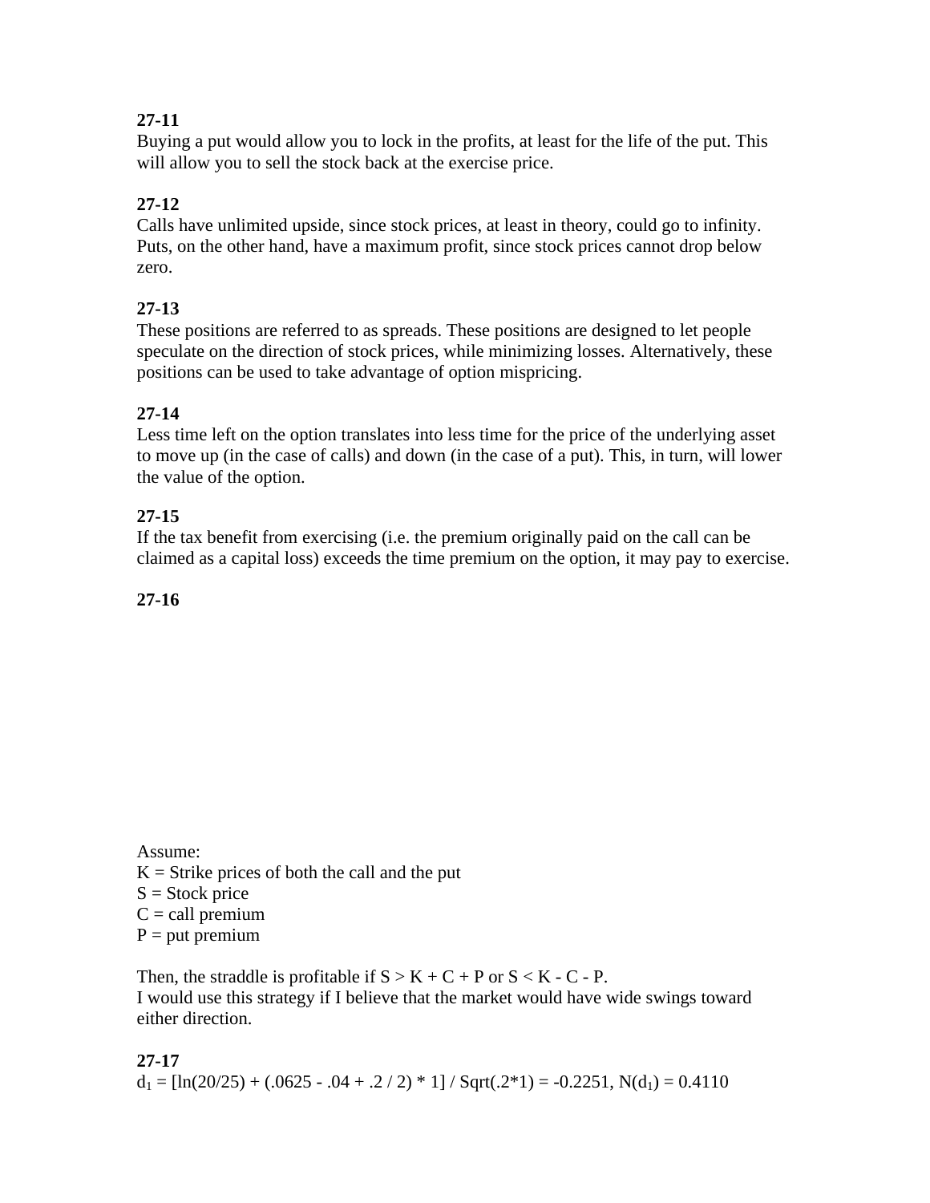**27-11**
Buying a put would allow you to lock in the profits, at least for the life of the put. This will allow you to sell the stock back at the exercise price.

**27-12**
Calls have unlimited upside, since stock prices, at least in theory, could go to infinity. Puts, on the other hand, have a maximum profit, since stock prices cannot drop below zero.

**27-13**
These positions are referred to as spreads. These positions are designed to let people speculate on the direction of stock prices, while minimizing losses. Alternatively, these positions can be used to take advantage of option mispricing.

**27-14**
Less time left on the option translates into less time for the price of the underlying asset to move up (in the case of calls) and down (in the case of a put). This, in turn, will lower the value of the option.

**27-15**
If the tax benefit from exercising (i.e. the premium originally paid on the call can be claimed as a capital loss) exceeds the time premium on the option, it may pay to exercise.

**27-16**

Assume:
K = Strike prices of both the call and the put
S = Stock price
C = call premium
P = put premium

Then, the straddle is profitable if $S > K + C + P$ or $S < K - C - P$.
I would use this strategy if I believe that the market would have wide swings toward either direction.

**27-17**
$d_1 = [\ln(20/25) + (.0625 - .04 + .2 / 2) * 1] / \text{Sqrt}(.2*1) = -0.2251$, $N(d_1) = 0.4110$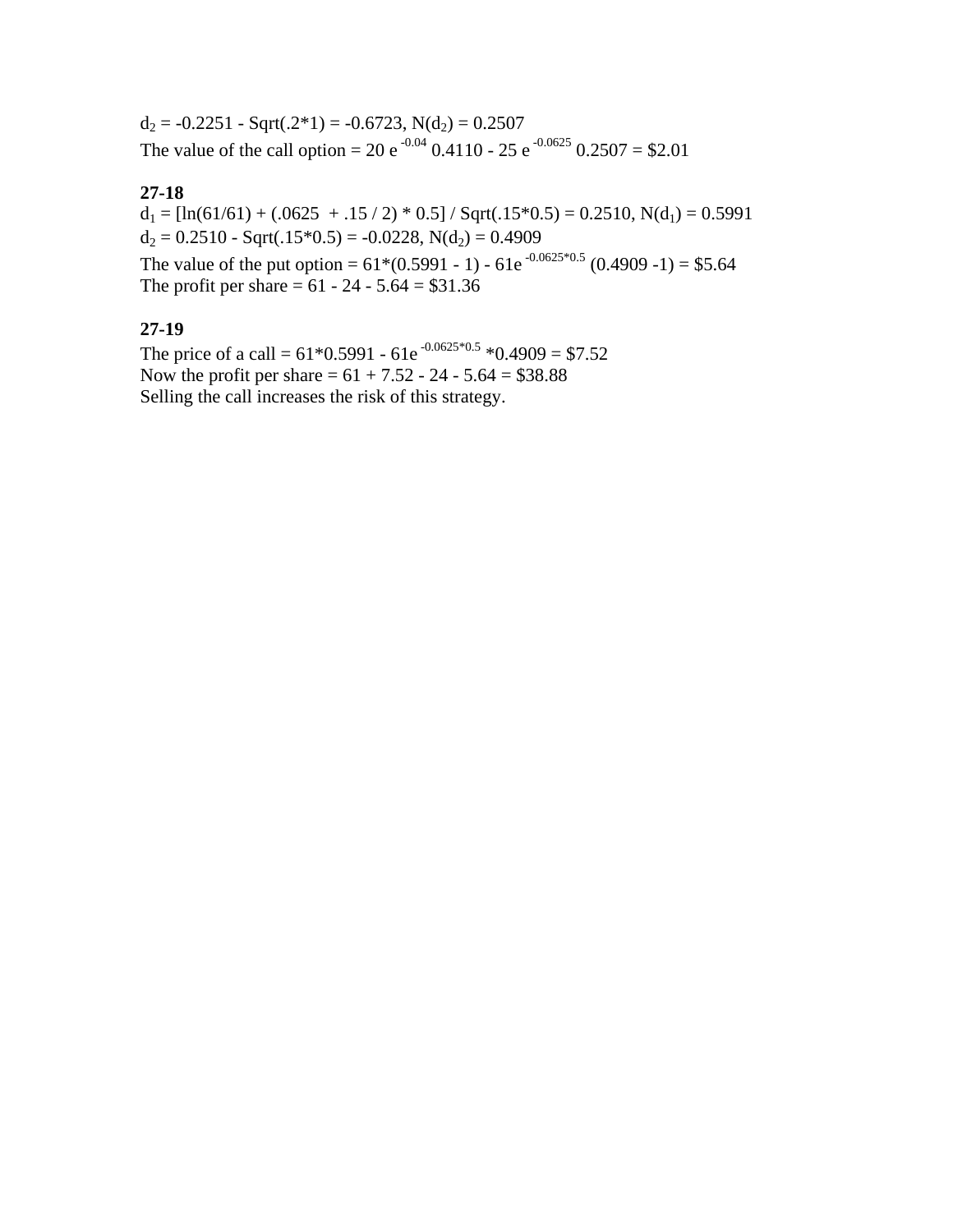$d_2$ = -0.2251 - Sqrt(.2*1) = -0.6723, $N(d_2)$ = 0.2507

The value of the call option = 20 $e^{-0.04}$ 0.4110 - 25 $e^{-0.0625}$ 0.2507 = $2.01

**27-18**

$d_1$ = [ln(61/61) + (.0625 + .15 / 2) * 0.5] / Sqrt(.15*0.5) = 0.2510, $N(d_1)$ = 0.5991

$d_2$ = 0.2510 - Sqrt(.15*0.5) = -0.0228, $N(d_2)$ = 0.4909

The value of the put option = 61*(0.5991 - 1) - 61$e^{-0.0625*0.5}$ (0.4909 -1) = $5.64

The profit per share = 61 - 24 - 5.64 = $31.36

**27-19**

The price of a call = 61*0.5991 - 61$e^{-0.0625*0.5}$ *0.4909 = $7.52

Now the profit per share = 61 + 7.52 - 24 - 5.64 = $38.88

Selling the call increases the risk of this strategy.